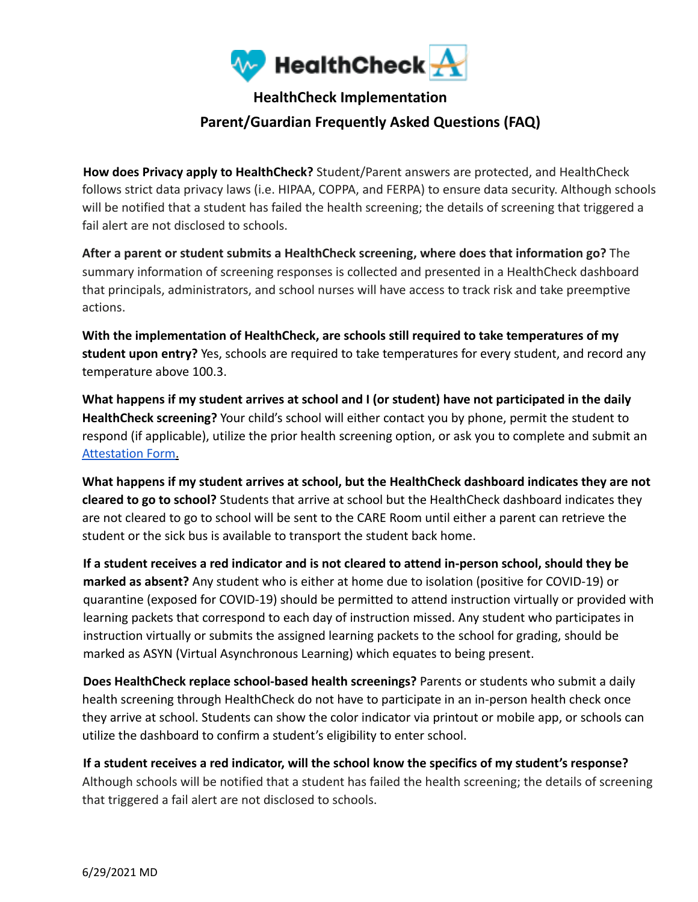# HealthCheck Implementation

## Parent/Guardian Frequently Asked Questions (FAQ)

**How does Privacy apply to HealthCheck?** Student/Parent answers are protected, and HealthCheck follows strict data privacy laws (i.e. HIPAA, COPPA, and FERPA) to ensure data security. Although schools will be notified that a student has failed the health screening; the details of screening that triggered a fail alert are not disclosed to schools.

**After a parent or student submits a HealthCheck screening, where does that information go?** The summary information of screening responses is collected and presented in a HealthCheck dashboard that principals, administrators, and school nurses will have access to track risk and take preemptive actions.

**With the implementation of HealthCheck, are schools still required to take temperatures of my student upon entry?** Yes, schools are required to take temperatures for every student, and record any temperature above 100.3.

**What happens if my student arrives at school and I (or student) have not participated in the daily HealthCheck screening?** Your child's school will either contact you by phone, permit the student to respond (if applicable), utilize the prior health screening option, or ask you to complete and submit an Attestation Form.

**What happens if my student arrives at school, but the HealthCheck dashboard indicates they are not cleared to go to school?** Students that arrive at school but the HealthCheck dashboard indicates they are not cleared to go to school will be sent to the CARE Room until either a parent can retrieve the student or the sick bus is available to transport the student back home.

**If a student receives a red indicator and is not cleared to attend in-person school, should they be marked as absent?** Any student who is either at home due to isolation (positive for COVID-19) or quarantine (exposed for COVID-19) should be permitted to attend instruction virtually or provided with learning packets that correspond to each day of instruction missed. Any student who participates in instruction virtually or submits the assigned learning packets to the school for grading, should be marked as ASYN (Virtual Asynchronous Learning) which equates to being present.

**Does HealthCheck replace school-based health screenings?** Parents or students who submit a daily health screening through HealthCheck do not have to participate in an in-person health check once they arrive at school. Students can show the color indicator via printout or mobile app, or schools can utilize the dashboard to confirm a student's eligibility to enter school.

**If a student receives a red indicator, will the school know the specifics of my student's response?** Although schools will be notified that a student has failed the health screening; the details of screening that triggered a fail alert are not disclosed to schools.

6/29/2021 MD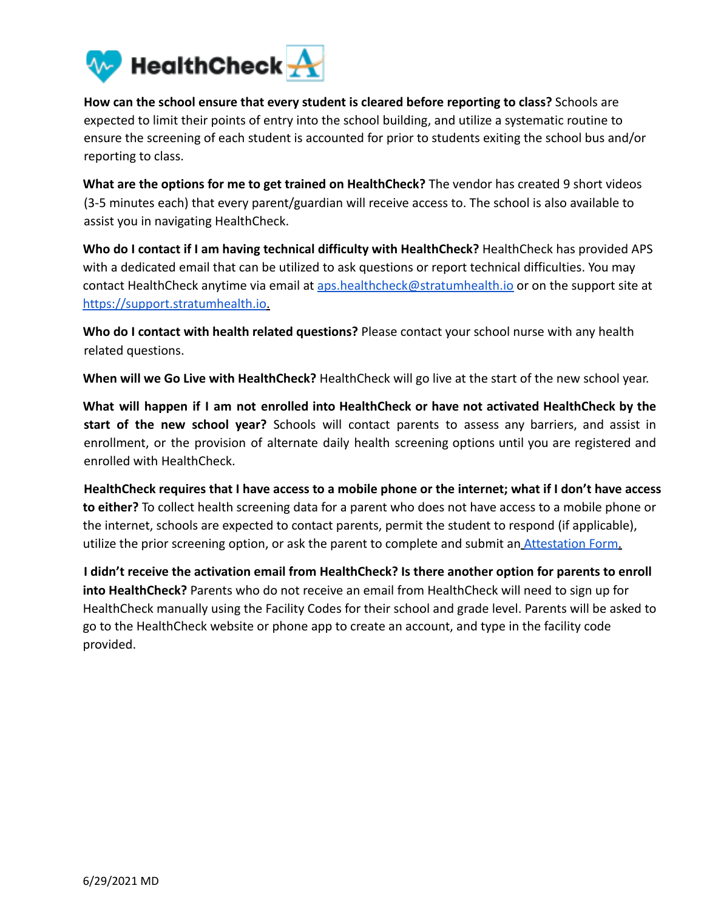**How can the school ensure that every student is cleared before reporting to class?** Schools are expected to limit their points of entry into the school building, and utilize a systematic routine to ensure the screening of each student is accounted for prior to students exiting the school bus and/or reporting to class.

**What are the options for me to get trained on HealthCheck?** The vendor has created 9 short videos (3-5 minutes each) that every parent/guardian will receive access to. The school is also available to assist you in navigating HealthCheck.

**Who do I contact if I am having technical difficulty with HealthCheck?** HealthCheck has provided APS with a dedicated email that can be utilized to ask questions or report technical difficulties. You may contact HealthCheck anytime via email at [aps.healthcheck@stratumhealth.io](mailto:aps.healthcheck@stratumhealth.io) or on the support site at [https://support.stratumhealth.io](https://support.stratumhealth.io).

**Who do I contact with health related questions?** Please contact your school nurse with any health related questions.

**When will we Go Live with HealthCheck?** HealthCheck will go live at the start of the new school year.

**What will happen if I am not enrolled into HealthCheck or have not activated HealthCheck by the start of the new school year?** Schools will contact parents to assess any barriers, and assist in enrollment, or the provision of alternate daily health screening options until you are registered and enrolled with HealthCheck.

**HealthCheck requires that I have access to a mobile phone or the internet; what if I don't have access to either?** To collect health screening data for a parent who does not have access to a mobile phone or the internet, schools are expected to contact parents, permit the student to respond (if applicable), utilize the prior screening option, or ask the parent to complete and submit an Attestation Form.

**I didn't receive the activation email from HealthCheck? Is there another option for parents to enroll into HealthCheck?** Parents who do not receive an email from HealthCheck will need to sign up for HealthCheck manually using the Facility Codes for their school and grade level. Parents will be asked to go to the HealthCheck website or phone app to create an account, and type in the facility code provided.

6/29/2021 MD